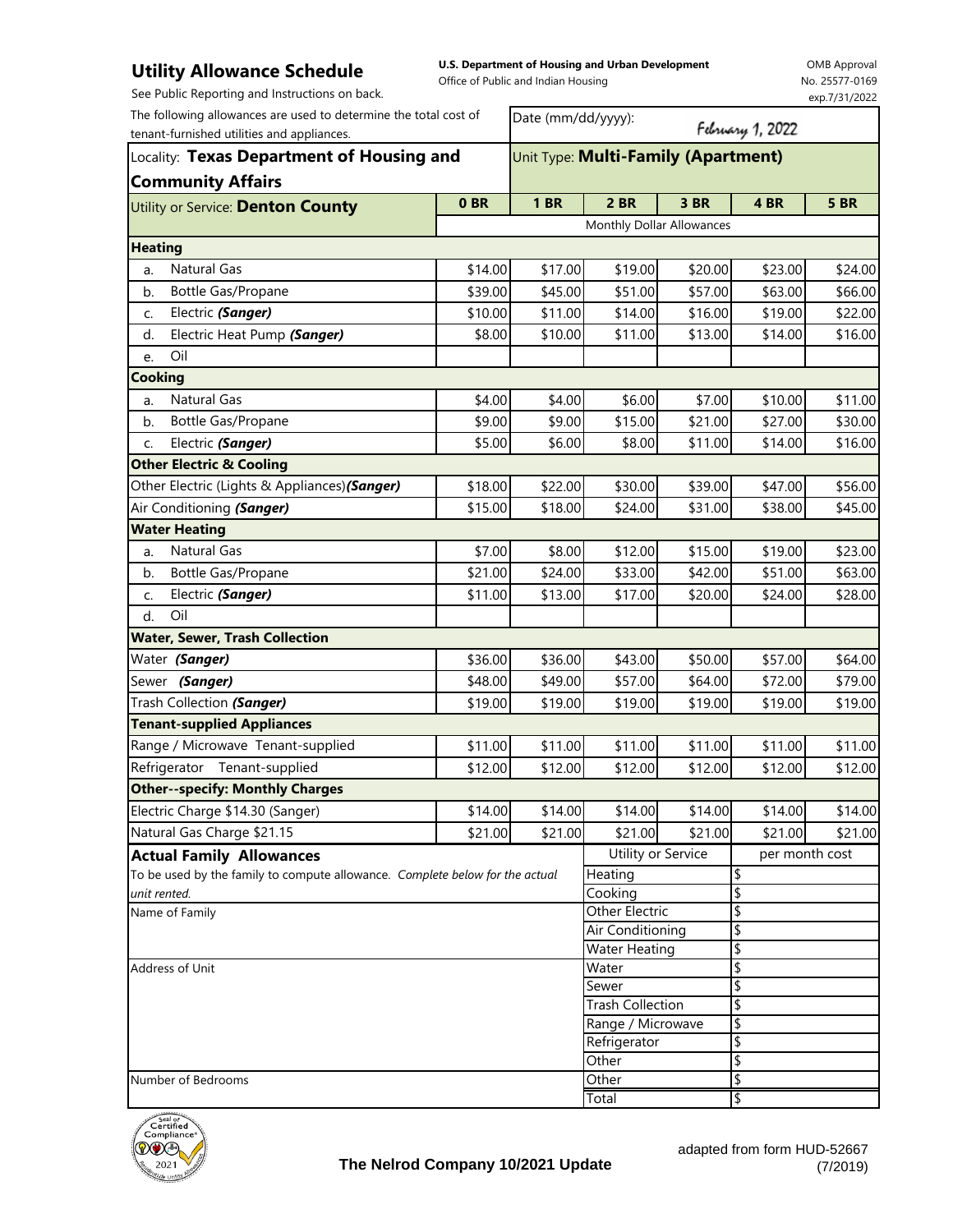# Utility Allowance Schedule

See Public Reporting and Instructions on back.

**U.S. Department of Housing and Urban Development**
Office of Public and Indian Housing

OMB Approval
No. 25577-0169
exp.7/31/2022

The following allowances are used to determine the total cost of tenant-furnished utilities and appliances.

Date (mm/dd/yyyy): February 1, 2022

Locality: **Texas Department of Housing and Community Affairs**

Unit Type: **Multi-Family (Apartment)**

| Utility or Service: **Denton County** | 0 BR | 1 BR | 2 BR | 3 BR | 4 BR | 5 BR |
|---|---|---|---|---|---|---|
| | Monthly Dollar Allowances | | | | | |
| **Heating** | | | | | | |
| a. Natural Gas | $14.00 | $17.00 | $19.00 | $20.00 | $23.00 | $24.00 |
| b. Bottle Gas/Propane | $39.00 | $45.00 | $51.00 | $57.00 | $63.00 | $66.00 |
| c. Electric ***(Sanger)*** | $10.00 | $11.00 | $14.00 | $16.00 | $19.00 | $22.00 |
| d. Electric Heat Pump ***(Sanger)*** | $8.00 | $10.00 | $11.00 | $13.00 | $14.00 | $16.00 |
| e. Oil | | | | | | |
| **Cooking** | | | | | | |
| a. Natural Gas | $4.00 | $4.00 | $6.00 | $7.00 | $10.00 | $11.00 |
| b. Bottle Gas/Propane | $9.00 | $9.00 | $15.00 | $21.00 | $27.00 | $30.00 |
| c. Electric ***(Sanger)*** | $5.00 | $6.00 | $8.00 | $11.00 | $14.00 | $16.00 |
| **Other Electric & Cooling** | | | | | | |
| Other Electric (Lights & Appliances)***(Sanger)*** | $18.00 | $22.00 | $30.00 | $39.00 | $47.00 | $56.00 |
| Air Conditioning ***(Sanger)*** | $15.00 | $18.00 | $24.00 | $31.00 | $38.00 | $45.00 |
| **Water Heating** | | | | | | |
| a. Natural Gas | $7.00 | $8.00 | $12.00 | $15.00 | $19.00 | $23.00 |
| b. Bottle Gas/Propane | $21.00 | $24.00 | $33.00 | $42.00 | $51.00 | $63.00 |
| c. Electric ***(Sanger)*** | $11.00 | $13.00 | $17.00 | $20.00 | $24.00 | $28.00 |
| d. Oil | | | | | | |
| **Water, Sewer, Trash Collection** | | | | | | |
| Water ***(Sanger)*** | $36.00 | $36.00 | $43.00 | $50.00 | $57.00 | $64.00 |
| Sewer ***(Sanger)*** | $48.00 | $49.00 | $57.00 | $64.00 | $72.00 | $79.00 |
| Trash Collection ***(Sanger)*** | $19.00 | $19.00 | $19.00 | $19.00 | $19.00 | $19.00 |
| **Tenant-supplied Appliances** | | | | | | |
| Range / Microwave Tenant-supplied | $11.00 | $11.00 | $11.00 | $11.00 | $11.00 | $11.00 |
| Refrigerator Tenant-supplied | $12.00 | $12.00 | $12.00 | $12.00 | $12.00 | $12.00 |
| **Other--specify: Monthly Charges** | | | | | | |
| Electric Charge $14.30 (Sanger) | $14.00 | $14.00 | $14.00 | $14.00 | $14.00 | $14.00 |
| Natural Gas Charge $21.15 | $21.00 | $21.00 | $21.00 | $21.00 | $21.00 | $21.00 |

## Actual Family Allowances

To be used by the family to compute allowance. *Complete below for the actual unit rented.*

Name of Family

Address of Unit

Number of Bedrooms

| Utility or Service | per month cost |
|---|---|
| Heating | $ |
| Cooking | $ |
| Other Electric | $ |
| Air Conditioning | $ |
| Water Heating | $ |
| Water | $ |
| Sewer | $ |
| Trash Collection | $ |
| Range / Microwave | $ |
| Refrigerator | $ |
| Other | $ |
| Other | $ |
| Total | $ |

**The Nelrod Company 10/2021 Update**

adapted from form HUD-52667 (7/2019)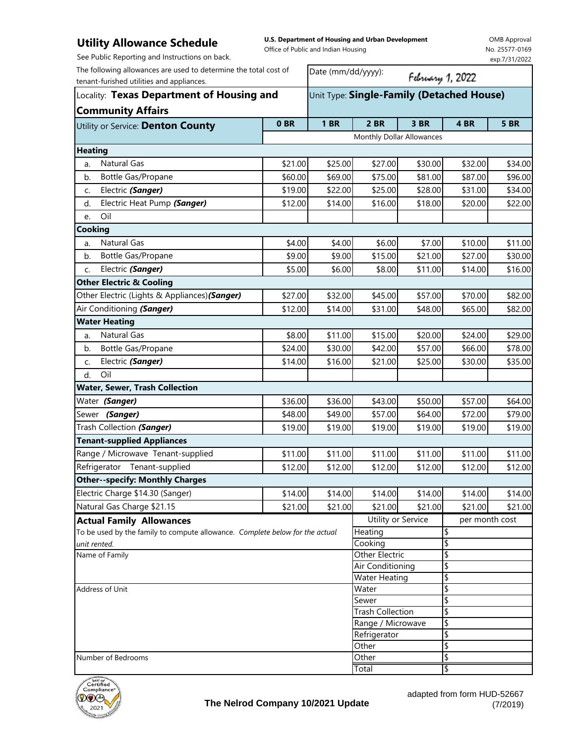# Utility Allowance Schedule

See Public Reporting and Instructions on back.

**U.S. Department of Housing and Urban Development**
Office of Public and Indian Housing

OMB Approval No. 25577-0169 exp.7/31/2022

| The following allowances are used to determine the total cost of tenant-furished utilities and appliances. | | | Date (mm/dd/yyyy): February 1, 2022 | | | |
|---|---|---|---|---|---|---|
| Locality: **Texas Department of Housing and Community Affairs** | | | Unit Type: **Single-Family (Detached House)** | | | |
| Utility or Service: **Denton County** | **0 BR** | **1 BR** | **2 BR** | **3 BR** | **4 BR** | **5 BR** |
| | Monthly Dollar Allowances | | | | | |
| **Heating** | | | | | | |
| a. Natural Gas | $21.00 | $25.00 | $27.00 | $30.00 | $32.00 | $34.00 |
| b. Bottle Gas/Propane | $60.00 | $69.00 | $75.00 | $81.00 | $87.00 | $96.00 |
| c. Electric ***(Sanger)*** | $19.00 | $22.00 | $25.00 | $28.00 | $31.00 | $34.00 |
| d. Electric Heat Pump ***(Sanger)*** | $12.00 | $14.00 | $16.00 | $18.00 | $20.00 | $22.00 |
| e. Oil | | | | | | |
| **Cooking** | | | | | | |
| a. Natural Gas | $4.00 | $4.00 | $6.00 | $7.00 | $10.00 | $11.00 |
| b. Bottle Gas/Propane | $9.00 | $9.00 | $15.00 | $21.00 | $27.00 | $30.00 |
| c. Electric ***(Sanger)*** | $5.00 | $6.00 | $8.00 | $11.00 | $14.00 | $16.00 |
| **Other Electric & Cooling** | | | | | | |
| Other Electric (Lights & Appliances) ***(Sanger)*** | $27.00 | $32.00 | $45.00 | $57.00 | $70.00 | $82.00 |
| Air Conditioning ***(Sanger)*** | $12.00 | $14.00 | $31.00 | $48.00 | $65.00 | $82.00 |
| **Water Heating** | | | | | | |
| a. Natural Gas | $8.00 | $11.00 | $15.00 | $20.00 | $24.00 | $29.00 |
| b. Bottle Gas/Propane | $24.00 | $30.00 | $42.00 | $57.00 | $66.00 | $78.00 |
| c. Electric ***(Sanger)*** | $14.00 | $16.00 | $21.00 | $25.00 | $30.00 | $35.00 |
| d. Oil | | | | | | |
| **Water, Sewer, Trash Collection** | | | | | | |
| Water ***(Sanger)*** | $36.00 | $36.00 | $43.00 | $50.00 | $57.00 | $64.00 |
| Sewer ***(Sanger)*** | $48.00 | $49.00 | $57.00 | $64.00 | $72.00 | $79.00 |
| Trash Collection ***(Sanger)*** | $19.00 | $19.00 | $19.00 | $19.00 | $19.00 | $19.00 |
| **Tenant-supplied Appliances** | | | | | | |
| Range / Microwave Tenant-supplied | $11.00 | $11.00 | $11.00 | $11.00 | $11.00 | $11.00 |
| Refrigerator Tenant-supplied | $12.00 | $12.00 | $12.00 | $12.00 | $12.00 | $12.00 |
| **Other--specify: Monthly Charges** | | | | | | |
| Electric Charge $14.30 (Sanger) | $14.00 | $14.00 | $14.00 | $14.00 | $14.00 | $14.00 |
| Natural Gas Charge $21.15 | $21.00 | $21.00 | $21.00 | $21.00 | $21.00 | $21.00 |

**Actual Family Allowances**

To be used by the family to compute allowance. *Complete below for the actual unit rented.*

Name of Family

Address of Unit

Number of Bedrooms

| Utility or Service | per month cost |
|---|---|
| Heating | $ |
| Cooking | $ |
| Other Electric | $ |
| Air Conditioning | $ |
| Water Heating | $ |
| Water | $ |
| Sewer | $ |
| Trash Collection | $ |
| Range / Microwave | $ |
| Refrigerator | $ |
| Other | $ |
| Other | $ |
| Total | $ |

Seal of Certified Compliance 2021

**The Nelrod Company 10/2021 Update**

adapted from form HUD-52667 (7/2019)